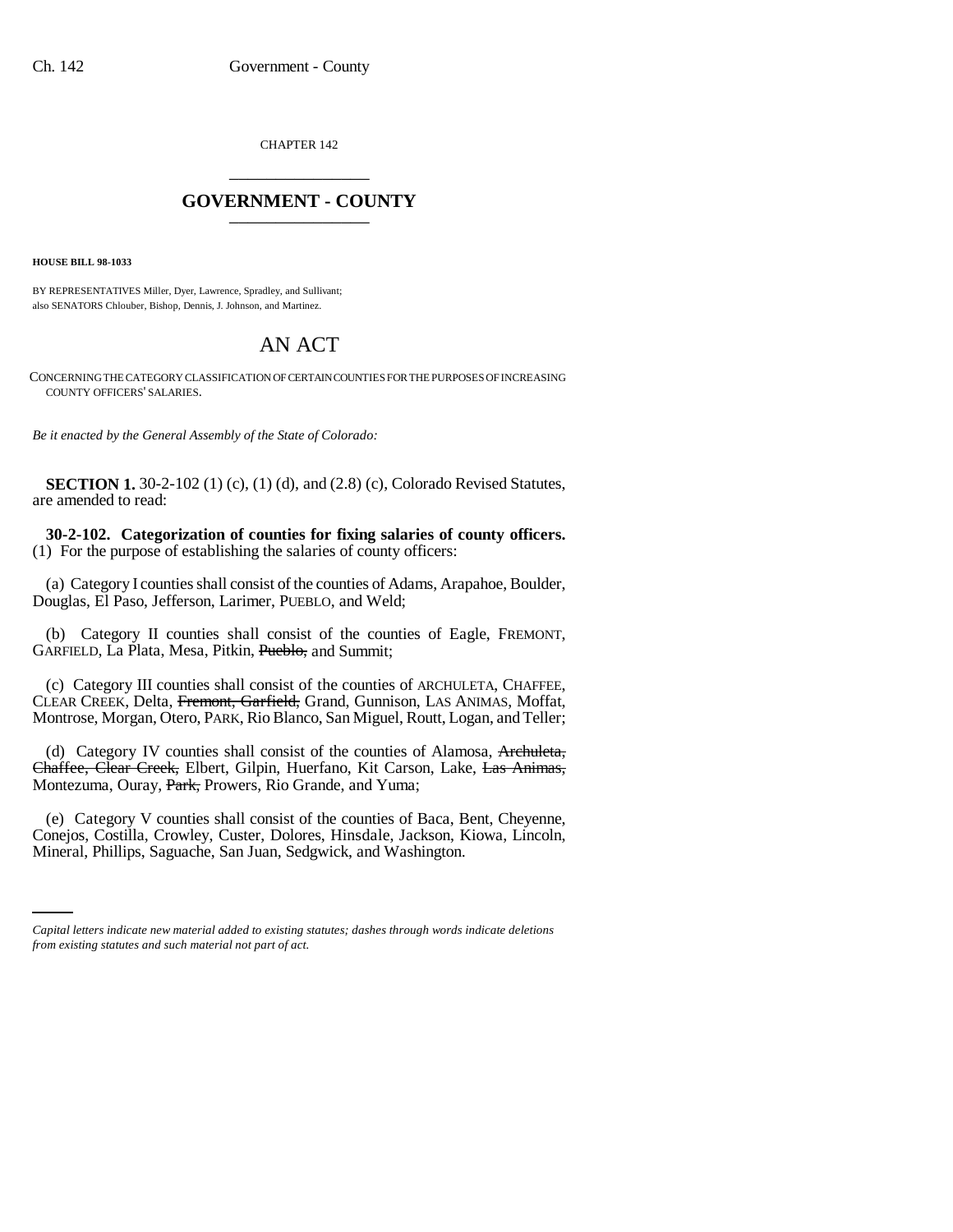CHAPTER 142

# GOVERNMENT - COUNTY

**HOUSE BILL 98-1033**

BY REPRESENTATIVES Miller, Dyer, Lawrence, Spradley, and Sullivant;
also SENATORS Chlouber, Bishop, Dennis, J. Johnson, and Martinez.

# AN ACT

CONCERNING THE CATEGORY CLASSIFICATION OF CERTAIN COUNTIES FOR THE PURPOSES OF INCREASING COUNTY OFFICERS' SALARIES.

*Be it enacted by the General Assembly of the State of Colorado:*

**SECTION 1.** 30-2-102 (1) (c), (1) (d), and (2.8) (c), Colorado Revised Statutes, are amended to read:

**30-2-102. Categorization of counties for fixing salaries of county officers.** (1) For the purpose of establishing the salaries of county officers:

(a) Category I counties shall consist of the counties of Adams, Arapahoe, Boulder, Douglas, El Paso, Jefferson, Larimer, PUEBLO, and Weld;

(b) Category II counties shall consist of the counties of Eagle, FREMONT, GARFIELD, La Plata, Mesa, Pitkin, ~~Pueblo,~~ and Summit;

(c) Category III counties shall consist of the counties of ARCHULETA, CHAFFEE, CLEAR CREEK, Delta, ~~Fremont, Garfield,~~ Grand, Gunnison, LAS ANIMAS, Moffat, Montrose, Morgan, Otero, PARK, Rio Blanco, San Miguel, Routt, Logan, and Teller;

(d) Category IV counties shall consist of the counties of Alamosa, ~~Archuleta, Chaffee, Clear Creek,~~ Elbert, Gilpin, Huerfano, Kit Carson, Lake, ~~Las Animas,~~ Montezuma, Ouray, ~~Park,~~ Prowers, Rio Grande, and Yuma;

(e) Category V counties shall consist of the counties of Baca, Bent, Cheyenne, Conejos, Costilla, Crowley, Custer, Dolores, Hinsdale, Jackson, Kiowa, Lincoln, Mineral, Phillips, Saguache, San Juan, Sedgwick, and Washington.

*Capital letters indicate new material added to existing statutes; dashes through words indicate deletions from existing statutes and such material not part of act.*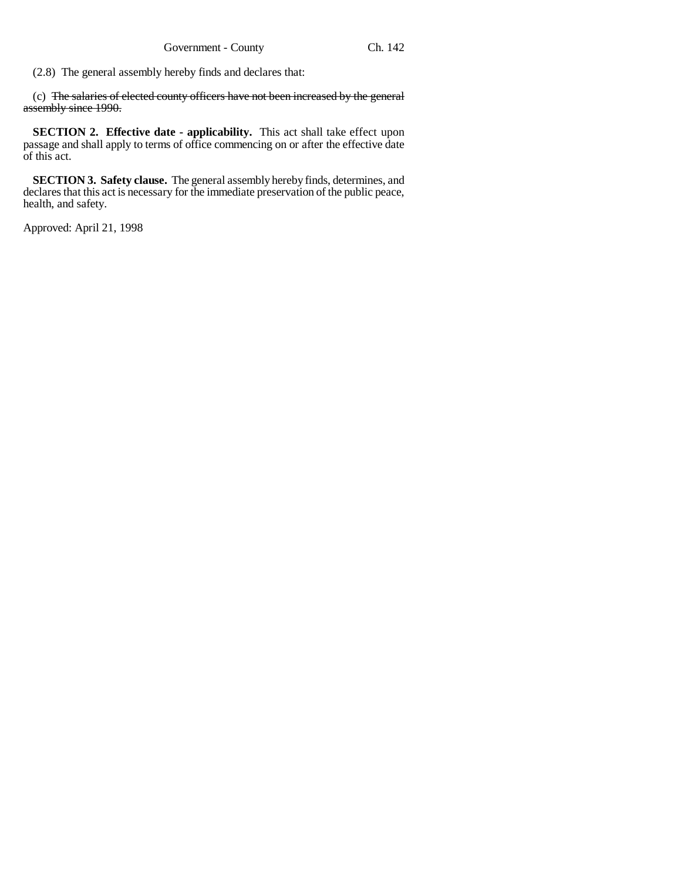(2.8) The general assembly hereby finds and declares that:

(c) ~~The salaries of elected county officers have not been increased by the general assembly since 1990.~~

**SECTION 2. Effective date - applicability.** This act shall take effect upon passage and shall apply to terms of office commencing on or after the effective date of this act.

**SECTION 3. Safety clause.** The general assembly hereby finds, determines, and declares that this act is necessary for the immediate preservation of the public peace, health, and safety.

Approved: April 21, 1998